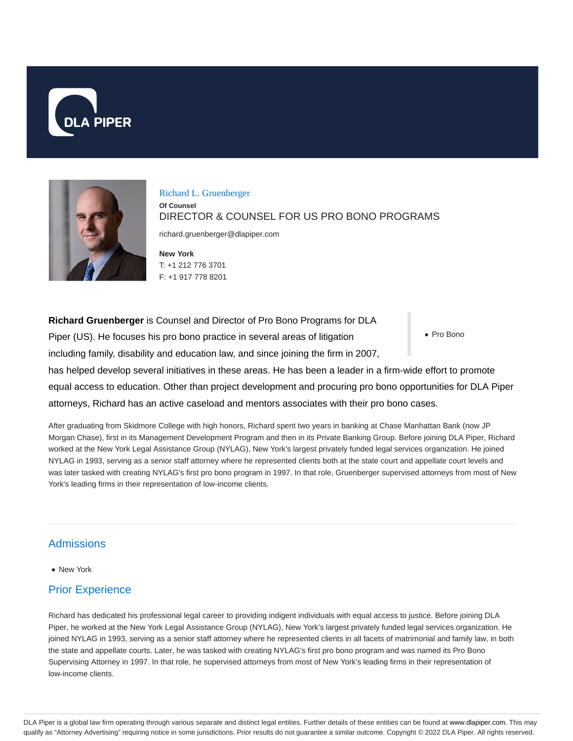# Richard L. Gruenberger

**Of Counsel**

DIRECTOR & COUNSEL FOR US PRO BONO PROGRAMS

richard.gruenberger@dlapiper.com

**New York**

T: +1 212 776 3701

F: +1 917 778 8201

- Pro Bono

**Richard Gruenberger** is Counsel and Director of Pro Bono Programs for DLA Piper (US). He focuses his pro bono practice in several areas of litigation including family, disability and education law, and since joining the firm in 2007, has helped develop several initiatives in these areas. He has been a leader in a firm-wide effort to promote equal access to education. Other than project development and procuring pro bono opportunities for DLA Piper attorneys, Richard has an active caseload and mentors associates with their pro bono cases.

After graduating from Skidmore College with high honors, Richard spent two years in banking at Chase Manhattan Bank (now JP Morgan Chase), first in its Management Development Program and then in its Private Banking Group. Before joining DLA Piper, Richard worked at the New York Legal Assistance Group (NYLAG), New York's largest privately funded legal services organization. He joined NYLAG in 1993, serving as a senior staff attorney where he represented clients both at the state court and appellate court levels and was later tasked with creating NYLAG's first pro bono program in 1997. In that role, Gruenberger supervised attorneys from most of New York's leading firms in their representation of low-income clients.

## Admissions

- New York

## Prior Experience

Richard has dedicated his professional legal career to providing indigent individuals with equal access to justice. Before joining DLA Piper, he worked at the New York Legal Assistance Group (NYLAG), New York's largest privately funded legal services organization. He joined NYLAG in 1993, serving as a senior staff attorney where he represented clients in all facets of matrimonial and family law, in both the state and appellate courts. Later, he was tasked with creating NYLAG's first pro bono program and was named its Pro Bono Supervising Attorney in 1997. In that role, he supervised attorneys from most of New York's leading firms in their representation of low-income clients.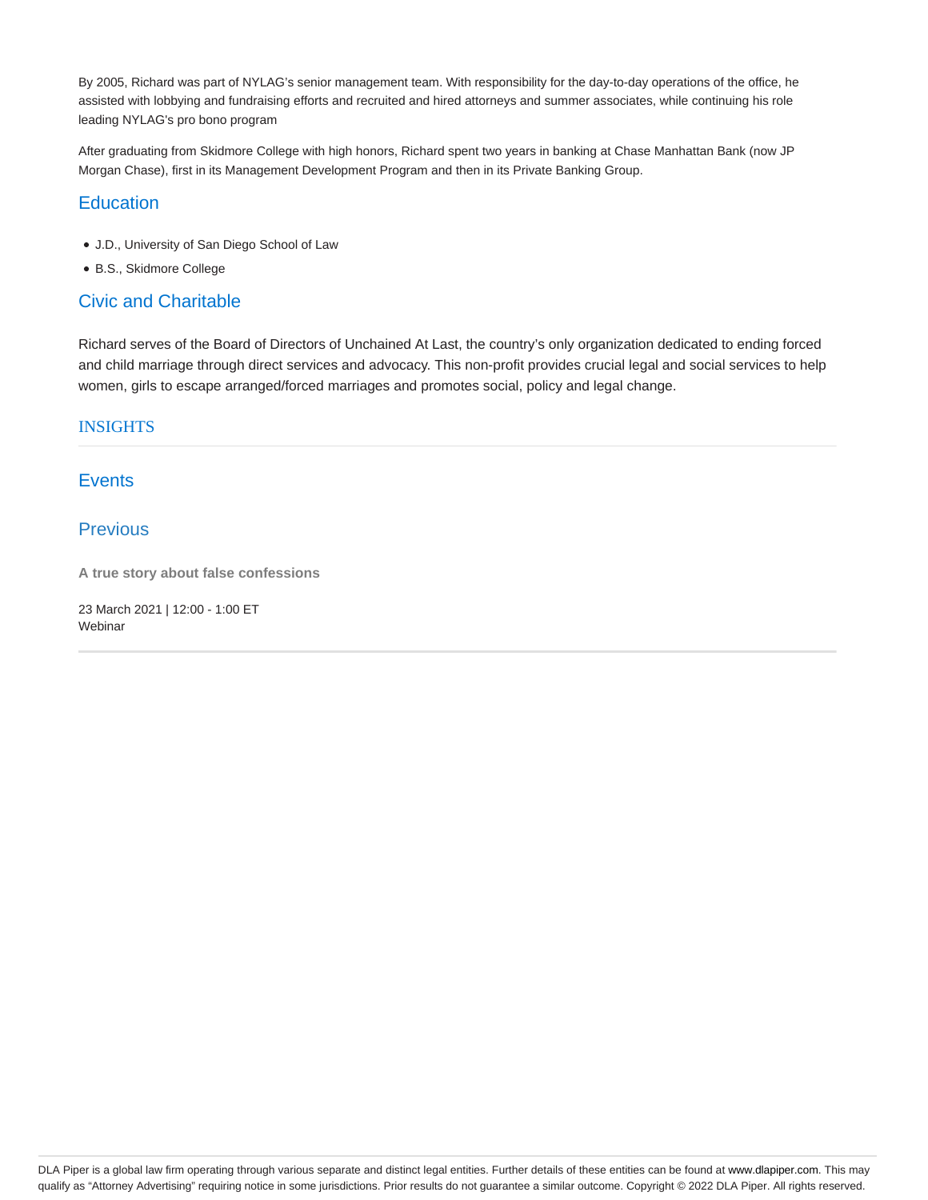By 2005, Richard was part of NYLAG's senior management team. With responsibility for the day-to-day operations of the office, he assisted with lobbying and fundraising efforts and recruited and hired attorneys and summer associates, while continuing his role leading NYLAG's pro bono program

After graduating from Skidmore College with high honors, Richard spent two years in banking at Chase Manhattan Bank (now JP Morgan Chase), first in its Management Development Program and then in its Private Banking Group.

## Education

- J.D., University of San Diego School of Law
- B.S., Skidmore College

## Civic and Charitable

Richard serves of the Board of Directors of Unchained At Last, the country's only organization dedicated to ending forced and child marriage through direct services and advocacy. This non-profit provides crucial legal and social services to help women, girls to escape arranged/forced marriages and promotes social, policy and legal change.

## INSIGHTS

## Events

## Previous

**A true story about false confessions**

23 March 2021 | 12:00 - 1:00 ET
Webinar

DLA Piper is a global law firm operating through various separate and distinct legal entities. Further details of these entities can be found at www.dlapiper.com. This may qualify as "Attorney Advertising" requiring notice in some jurisdictions. Prior results do not guarantee a similar outcome. Copyright © 2022 DLA Piper. All rights reserved.